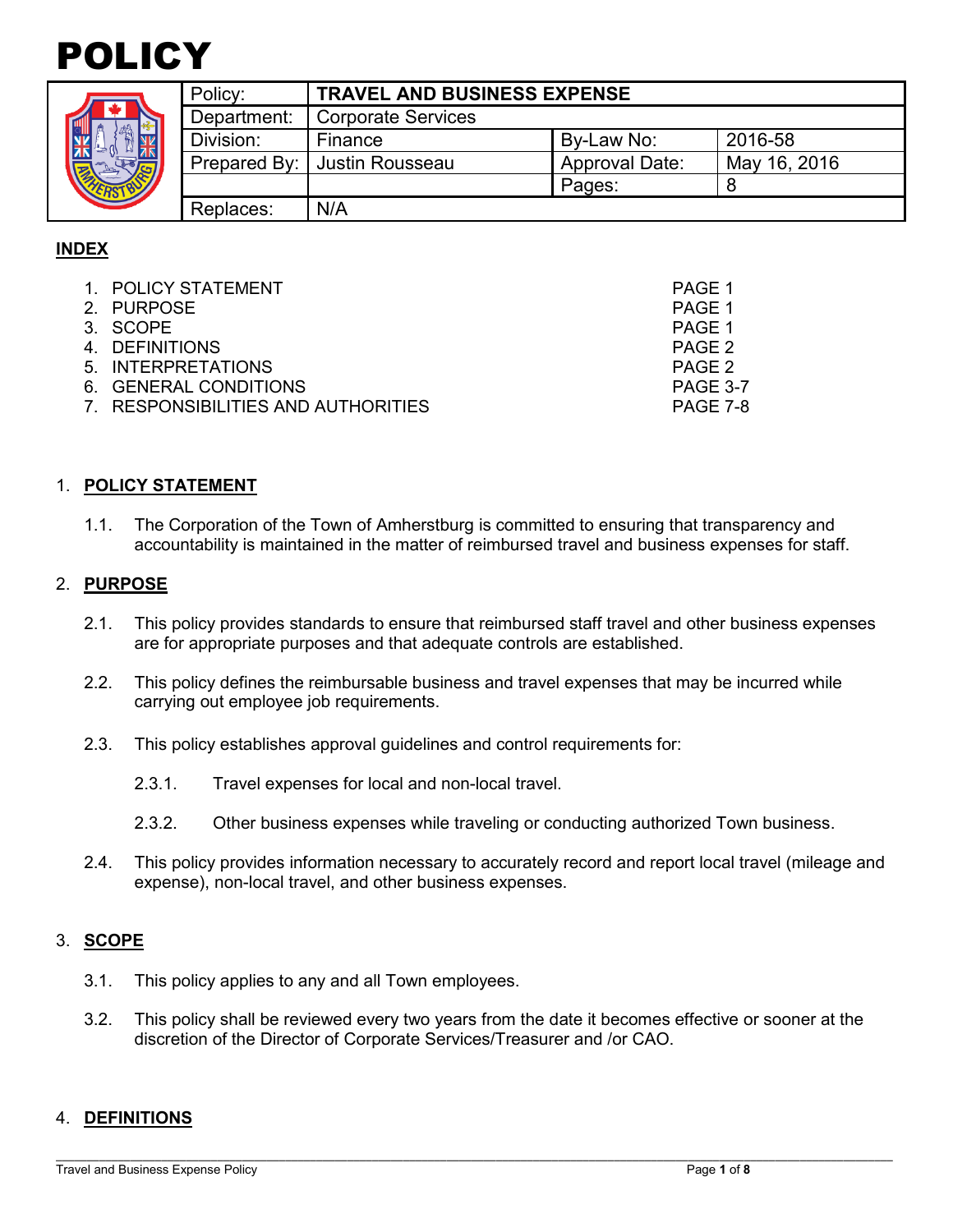# POLICY

| Policy: | TRAVEL AND BUSINESS EXPENSE | | |
|---|---|---|---|
| Department: | Corporate Services | | |
| Division: | Finance | By-Law No: | 2016-58 |
| Prepared By: | Justin Rousseau | Approval Date: | May 16, 2016 |
| | | Pages: | 8 |
| Replaces: | N/A | | |

## INDEX

| | |
|---|---|
| 1. POLICY STATEMENT | PAGE 1 |
| 2. PURPOSE | PAGE 1 |
| 3. SCOPE | PAGE 1 |
| 4. DEFINITIONS | PAGE 2 |
| 5. INTERPRETATIONS | PAGE 2 |
| 6. GENERAL CONDITIONS | PAGE 3-7 |
| 7. RESPONSIBILITIES AND AUTHORITIES | PAGE 7-8 |

## 1. POLICY STATEMENT

1.1. The Corporation of the Town of Amherstburg is committed to ensuring that transparency and accountability is maintained in the matter of reimbursed travel and business expenses for staff.

## 2. PURPOSE

2.1. This policy provides standards to ensure that reimbursed staff travel and other business expenses are for appropriate purposes and that adequate controls are established.

2.2. This policy defines the reimbursable business and travel expenses that may be incurred while carrying out employee job requirements.

2.3. This policy establishes approval guidelines and control requirements for:

2.3.1. Travel expenses for local and non-local travel.

2.3.2. Other business expenses while traveling or conducting authorized Town business.

2.4. This policy provides information necessary to accurately record and report local travel (mileage and expense), non-local travel, and other business expenses.

## 3. SCOPE

3.1. This policy applies to any and all Town employees.

3.2. This policy shall be reviewed every two years from the date it becomes effective or sooner at the discretion of the Director of Corporate Services/Treasurer and /or CAO.

## 4. DEFINITIONS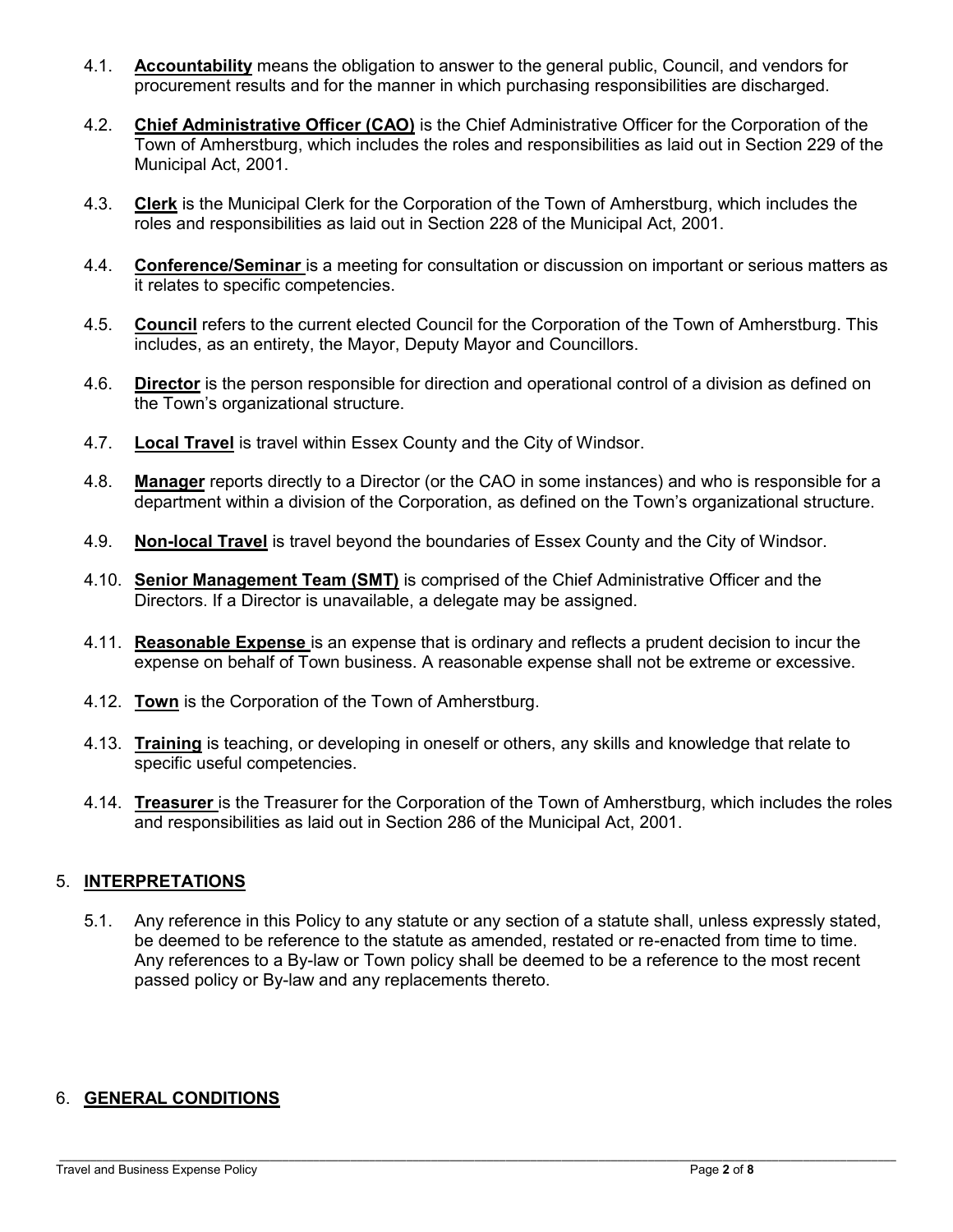4.1. **Accountability** means the obligation to answer to the general public, Council, and vendors for procurement results and for the manner in which purchasing responsibilities are discharged.

4.2. **Chief Administrative Officer (CAO)** is the Chief Administrative Officer for the Corporation of the Town of Amherstburg, which includes the roles and responsibilities as laid out in Section 229 of the Municipal Act, 2001.

4.3. **Clerk** is the Municipal Clerk for the Corporation of the Town of Amherstburg, which includes the roles and responsibilities as laid out in Section 228 of the Municipal Act, 2001.

4.4. **Conference/Seminar** is a meeting for consultation or discussion on important or serious matters as it relates to specific competencies.

4.5. **Council** refers to the current elected Council for the Corporation of the Town of Amherstburg. This includes, as an entirety, the Mayor, Deputy Mayor and Councillors.

4.6. **Director** is the person responsible for direction and operational control of a division as defined on the Town's organizational structure.

4.7. **Local Travel** is travel within Essex County and the City of Windsor.

4.8. **Manager** reports directly to a Director (or the CAO in some instances) and who is responsible for a department within a division of the Corporation, as defined on the Town's organizational structure.

4.9. **Non-local Travel** is travel beyond the boundaries of Essex County and the City of Windsor.

4.10. **Senior Management Team (SMT)** is comprised of the Chief Administrative Officer and the Directors. If a Director is unavailable, a delegate may be assigned.

4.11. **Reasonable Expense** is an expense that is ordinary and reflects a prudent decision to incur the expense on behalf of Town business. A reasonable expense shall not be extreme or excessive.

4.12. **Town** is the Corporation of the Town of Amherstburg.

4.13. **Training** is teaching, or developing in oneself or others, any skills and knowledge that relate to specific useful competencies.

4.14. **Treasurer** is the Treasurer for the Corporation of the Town of Amherstburg, which includes the roles and responsibilities as laid out in Section 286 of the Municipal Act, 2001.

## 5. INTERPRETATIONS

5.1. Any reference in this Policy to any statute or any section of a statute shall, unless expressly stated, be deemed to be reference to the statute as amended, restated or re-enacted from time to time. Any references to a By-law or Town policy shall be deemed to be a reference to the most recent passed policy or By-law and any replacements thereto.

## 6. GENERAL CONDITIONS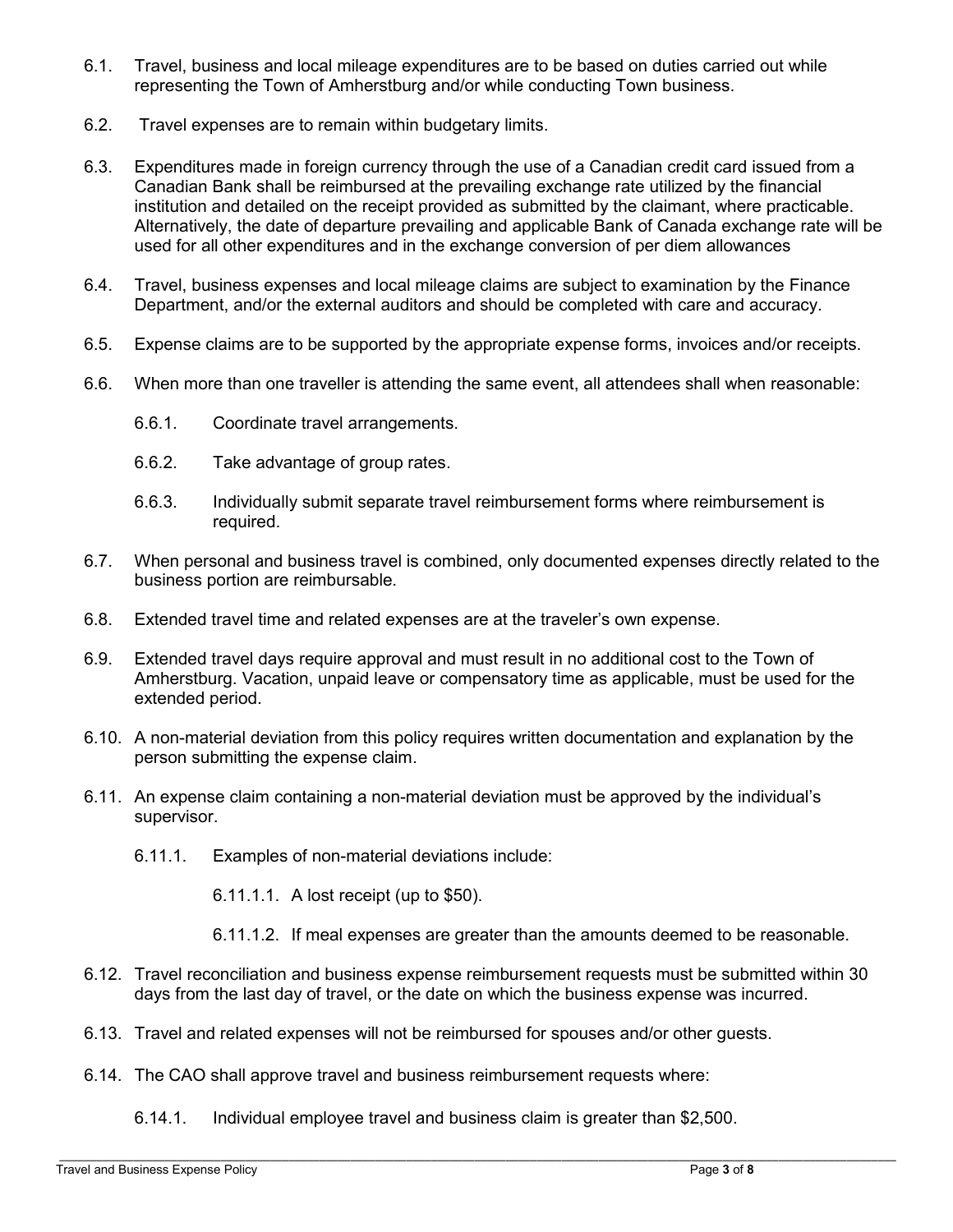6.1. Travel, business and local mileage expenditures are to be based on duties carried out while representing the Town of Amherstburg and/or while conducting Town business.

6.2. Travel expenses are to remain within budgetary limits.

6.3. Expenditures made in foreign currency through the use of a Canadian credit card issued from a Canadian Bank shall be reimbursed at the prevailing exchange rate utilized by the financial institution and detailed on the receipt provided as submitted by the claimant, where practicable. Alternatively, the date of departure prevailing and applicable Bank of Canada exchange rate will be used for all other expenditures and in the exchange conversion of per diem allowances

6.4. Travel, business expenses and local mileage claims are subject to examination by the Finance Department, and/or the external auditors and should be completed with care and accuracy.

6.5. Expense claims are to be supported by the appropriate expense forms, invoices and/or receipts.

6.6. When more than one traveller is attending the same event, all attendees shall when reasonable:

  6.6.1. Coordinate travel arrangements.

  6.6.2. Take advantage of group rates.

  6.6.3. Individually submit separate travel reimbursement forms where reimbursement is required.

6.7. When personal and business travel is combined, only documented expenses directly related to the business portion are reimbursable.

6.8. Extended travel time and related expenses are at the traveler's own expense.

6.9. Extended travel days require approval and must result in no additional cost to the Town of Amherstburg. Vacation, unpaid leave or compensatory time as applicable, must be used for the extended period.

6.10. A non-material deviation from this policy requires written documentation and explanation by the person submitting the expense claim.

6.11. An expense claim containing a non-material deviation must be approved by the individual's supervisor.

  6.11.1. Examples of non-material deviations include:

    6.11.1.1. A lost receipt (up to $50).

    6.11.1.2. If meal expenses are greater than the amounts deemed to be reasonable.

6.12. Travel reconciliation and business expense reimbursement requests must be submitted within 30 days from the last day of travel, or the date on which the business expense was incurred.

6.13. Travel and related expenses will not be reimbursed for spouses and/or other guests.

6.14. The CAO shall approve travel and business reimbursement requests where:

  6.14.1. Individual employee travel and business claim is greater than $2,500.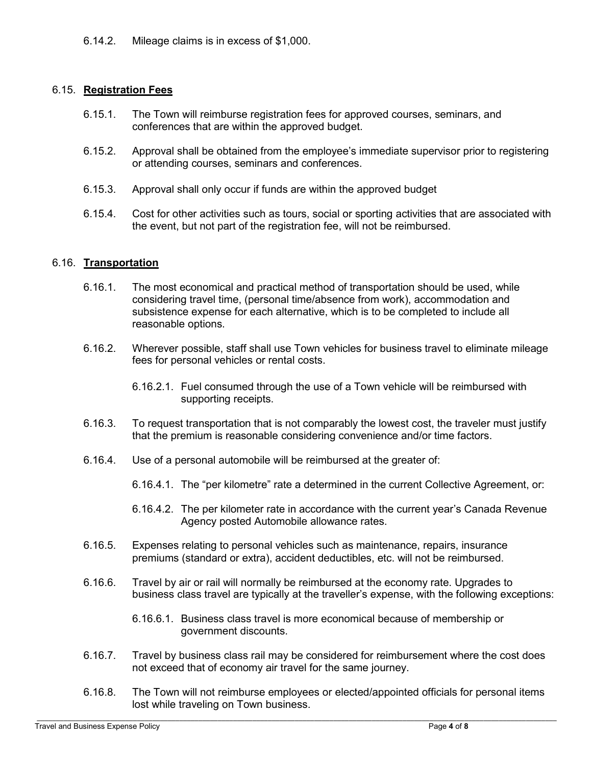6.14.2. Mileage claims is in excess of $1,000.

6.15. **Registration Fees**

6.15.1. The Town will reimburse registration fees for approved courses, seminars, and conferences that are within the approved budget.

6.15.2. Approval shall be obtained from the employee's immediate supervisor prior to registering or attending courses, seminars and conferences.

6.15.3. Approval shall only occur if funds are within the approved budget

6.15.4. Cost for other activities such as tours, social or sporting activities that are associated with the event, but not part of the registration fee, will not be reimbursed.

6.16. **Transportation**

6.16.1. The most economical and practical method of transportation should be used, while considering travel time, (personal time/absence from work), accommodation and subsistence expense for each alternative, which is to be completed to include all reasonable options.

6.16.2. Wherever possible, staff shall use Town vehicles for business travel to eliminate mileage fees for personal vehicles or rental costs.

6.16.2.1. Fuel consumed through the use of a Town vehicle will be reimbursed with supporting receipts.

6.16.3. To request transportation that is not comparably the lowest cost, the traveler must justify that the premium is reasonable considering convenience and/or time factors.

6.16.4. Use of a personal automobile will be reimbursed at the greater of:

6.16.4.1. The "per kilometre" rate a determined in the current Collective Agreement, or:

6.16.4.2. The per kilometer rate in accordance with the current year's Canada Revenue Agency posted Automobile allowance rates.

6.16.5. Expenses relating to personal vehicles such as maintenance, repairs, insurance premiums (standard or extra), accident deductibles, etc. will not be reimbursed.

6.16.6. Travel by air or rail will normally be reimbursed at the economy rate. Upgrades to business class travel are typically at the traveller's expense, with the following exceptions:

6.16.6.1. Business class travel is more economical because of membership or government discounts.

6.16.7. Travel by business class rail may be considered for reimbursement where the cost does not exceed that of economy air travel for the same journey.

6.16.8. The Town will not reimburse employees or elected/appointed officials for personal items lost while traveling on Town business.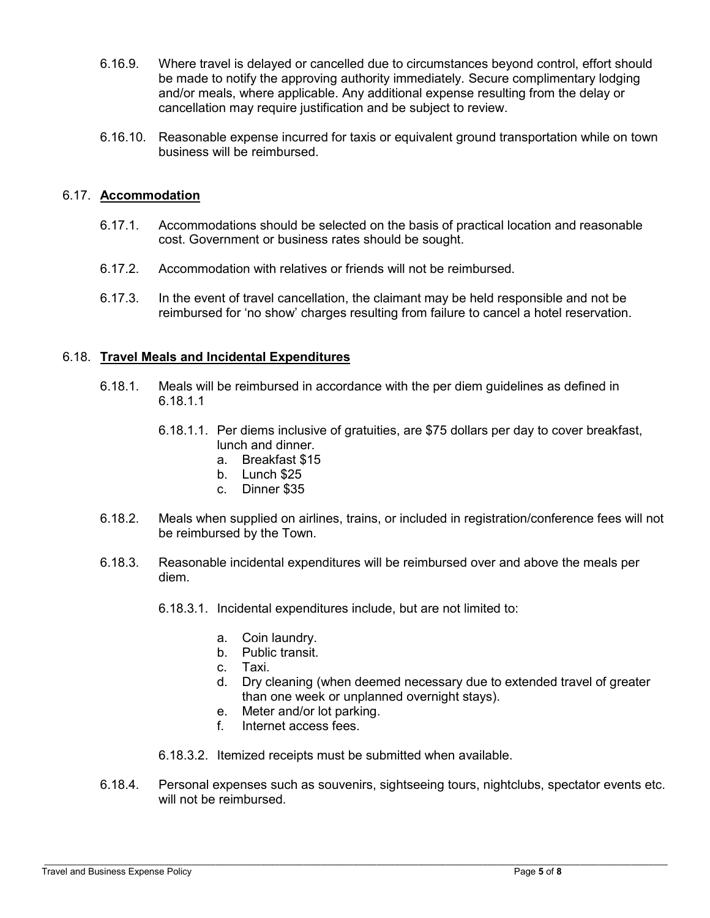6.16.9. Where travel is delayed or cancelled due to circumstances beyond control, effort should be made to notify the approving authority immediately. Secure complimentary lodging and/or meals, where applicable. Any additional expense resulting from the delay or cancellation may require justification and be subject to review.

6.16.10. Reasonable expense incurred for taxis or equivalent ground transportation while on town business will be reimbursed.

## 6.17. **Accommodation**

6.17.1. Accommodations should be selected on the basis of practical location and reasonable cost. Government or business rates should be sought.

6.17.2. Accommodation with relatives or friends will not be reimbursed.

6.17.3. In the event of travel cancellation, the claimant may be held responsible and not be reimbursed for 'no show' charges resulting from failure to cancel a hotel reservation.

## 6.18. **Travel Meals and Incidental Expenditures**

6.18.1. Meals will be reimbursed in accordance with the per diem guidelines as defined in 6.18.1.1

6.18.1.1. Per diems inclusive of gratuities, are $75 dollars per day to cover breakfast, lunch and dinner.

a. Breakfast $15
b. Lunch $25
c. Dinner $35

6.18.2. Meals when supplied on airlines, trains, or included in registration/conference fees will not be reimbursed by the Town.

6.18.3. Reasonable incidental expenditures will be reimbursed over and above the meals per diem.

6.18.3.1. Incidental expenditures include, but are not limited to:

a. Coin laundry.
b. Public transit.
c. Taxi.
d. Dry cleaning (when deemed necessary due to extended travel of greater than one week or unplanned overnight stays).
e. Meter and/or lot parking.
f. Internet access fees.

6.18.3.2. Itemized receipts must be submitted when available.

6.18.4. Personal expenses such as souvenirs, sightseeing tours, nightclubs, spectator events etc. will not be reimbursed.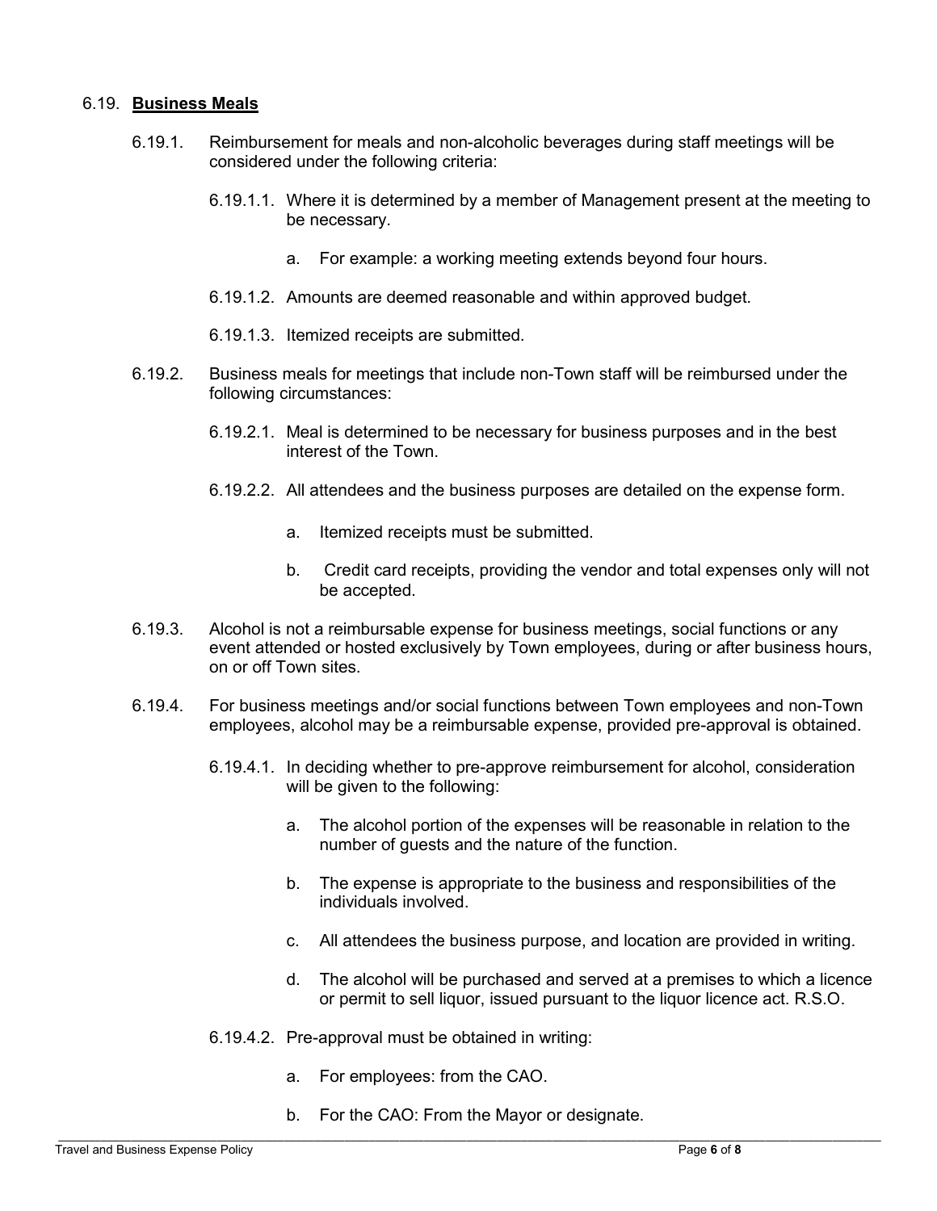### 6.19. **Business Meals**

6.19.1. Reimbursement for meals and non-alcoholic beverages during staff meetings will be considered under the following criteria:

6.19.1.1. Where it is determined by a member of Management present at the meeting to be necessary.

a. For example: a working meeting extends beyond four hours.

6.19.1.2. Amounts are deemed reasonable and within approved budget.

6.19.1.3. Itemized receipts are submitted.

6.19.2. Business meals for meetings that include non-Town staff will be reimbursed under the following circumstances:

6.19.2.1. Meal is determined to be necessary for business purposes and in the best interest of the Town.

6.19.2.2. All attendees and the business purposes are detailed on the expense form.

a. Itemized receipts must be submitted.

b. Credit card receipts, providing the vendor and total expenses only will not be accepted.

6.19.3. Alcohol is not a reimbursable expense for business meetings, social functions or any event attended or hosted exclusively by Town employees, during or after business hours, on or off Town sites.

6.19.4. For business meetings and/or social functions between Town employees and non-Town employees, alcohol may be a reimbursable expense, provided pre-approval is obtained.

6.19.4.1. In deciding whether to pre-approve reimbursement for alcohol, consideration will be given to the following:

a. The alcohol portion of the expenses will be reasonable in relation to the number of guests and the nature of the function.

b. The expense is appropriate to the business and responsibilities of the individuals involved.

c. All attendees the business purpose, and location are provided in writing.

d. The alcohol will be purchased and served at a premises to which a licence or permit to sell liquor, issued pursuant to the liquor licence act. R.S.O.

6.19.4.2. Pre-approval must be obtained in writing:

a. For employees: from the CAO.

b. For the CAO: From the Mayor or designate.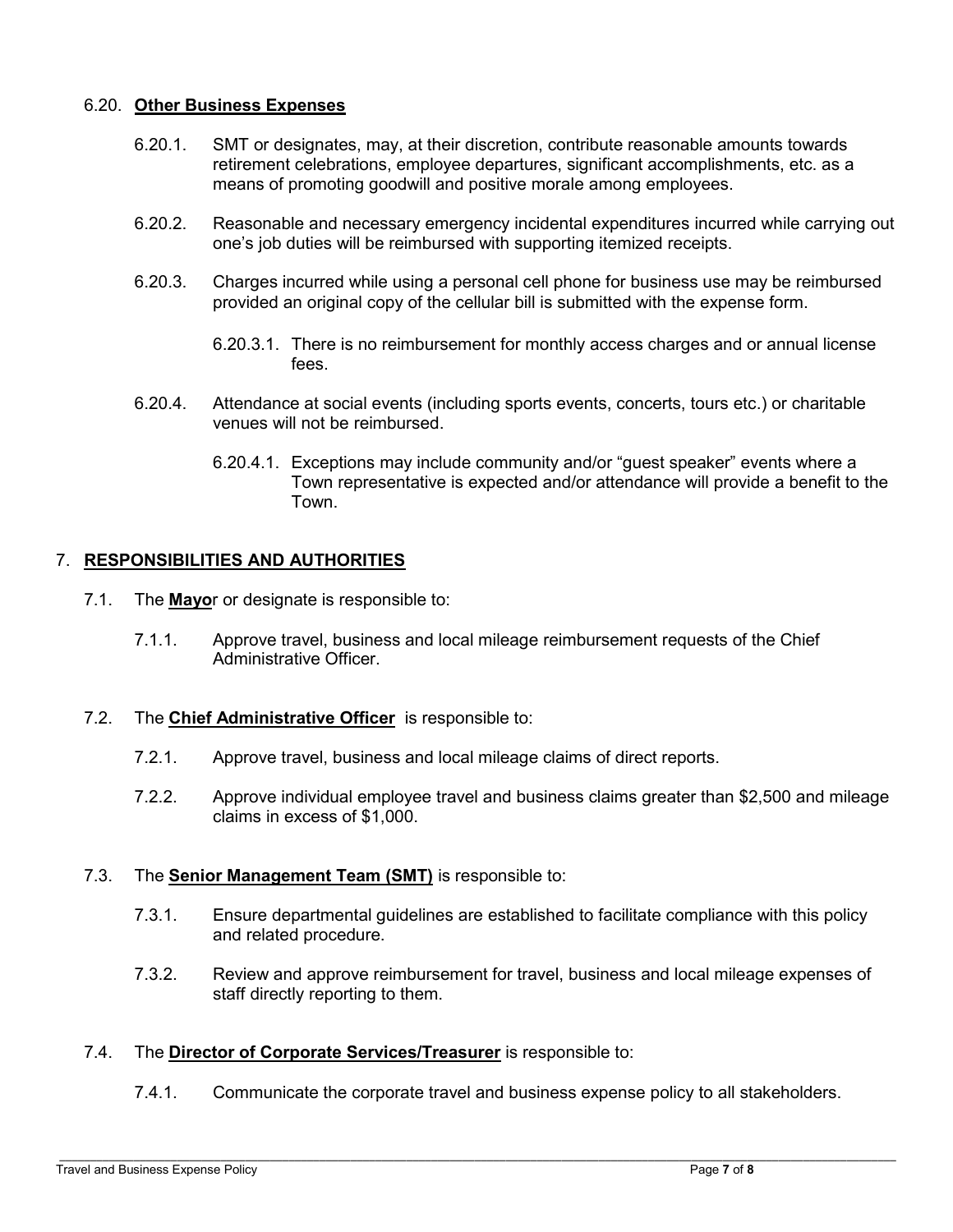### 6.20. **Other Business Expenses**

6.20.1. SMT or designates, may, at their discretion, contribute reasonable amounts towards retirement celebrations, employee departures, significant accomplishments, etc. as a means of promoting goodwill and positive morale among employees.

6.20.2. Reasonable and necessary emergency incidental expenditures incurred while carrying out one's job duties will be reimbursed with supporting itemized receipts.

6.20.3. Charges incurred while using a personal cell phone for business use may be reimbursed provided an original copy of the cellular bill is submitted with the expense form.

6.20.3.1. There is no reimbursement for monthly access charges and or annual license fees.

6.20.4. Attendance at social events (including sports events, concerts, tours etc.) or charitable venues will not be reimbursed.

6.20.4.1. Exceptions may include community and/or "guest speaker" events where a Town representative is expected and/or attendance will provide a benefit to the Town.

## 7. **RESPONSIBILITIES AND AUTHORITIES**

7.1. The **Mayo**r or designate is responsible to:

7.1.1. Approve travel, business and local mileage reimbursement requests of the Chief Administrative Officer.

7.2. The **Chief Administrative Officer** is responsible to:

7.2.1. Approve travel, business and local mileage claims of direct reports.

7.2.2. Approve individual employee travel and business claims greater than $2,500 and mileage claims in excess of $1,000.

7.3. The **Senior Management Team (SMT)** is responsible to:

7.3.1. Ensure departmental guidelines are established to facilitate compliance with this policy and related procedure.

7.3.2. Review and approve reimbursement for travel, business and local mileage expenses of staff directly reporting to them.

7.4. The **Director of Corporate Services/Treasurer** is responsible to:

7.4.1. Communicate the corporate travel and business expense policy to all stakeholders.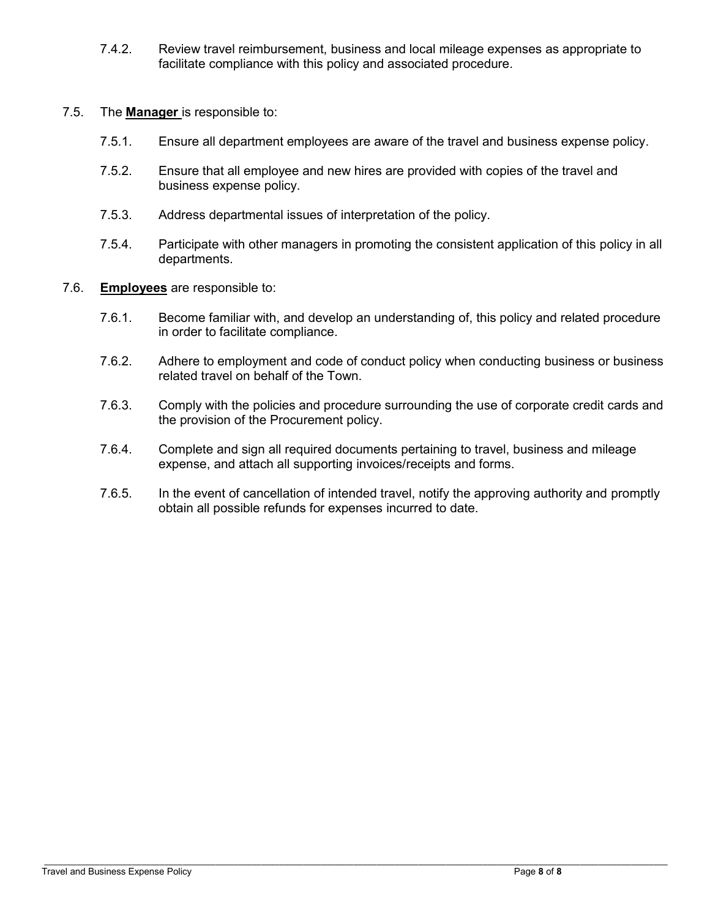7.4.2. Review travel reimbursement, business and local mileage expenses as appropriate to facilitate compliance with this policy and associated procedure.

7.5. The **Manager** is responsible to:

7.5.1. Ensure all department employees are aware of the travel and business expense policy.

7.5.2. Ensure that all employee and new hires are provided with copies of the travel and business expense policy.

7.5.3. Address departmental issues of interpretation of the policy.

7.5.4. Participate with other managers in promoting the consistent application of this policy in all departments.

7.6. **Employees** are responsible to:

7.6.1. Become familiar with, and develop an understanding of, this policy and related procedure in order to facilitate compliance.

7.6.2. Adhere to employment and code of conduct policy when conducting business or business related travel on behalf of the Town.

7.6.3. Comply with the policies and procedure surrounding the use of corporate credit cards and the provision of the Procurement policy.

7.6.4. Complete and sign all required documents pertaining to travel, business and mileage expense, and attach all supporting invoices/receipts and forms.

7.6.5. In the event of cancellation of intended travel, notify the approving authority and promptly obtain all possible refunds for expenses incurred to date.